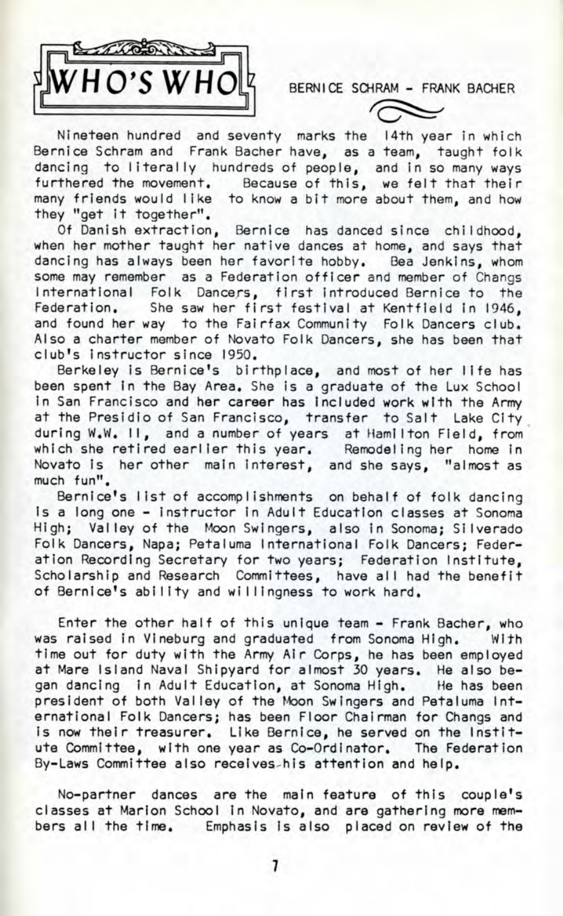# WHO'S WHO

## BERNICE SCHRAM - FRANK BACHER

Nineteen hundred and seventy marks the 14th year in which Bernice Schram and Frank Bacher have, as a team, taught folk dancing to literally hundreds of people, and in so many ways furthered the movement. Because of this, we felt that their many friends would like to know a bit more about them, and how they "get it together".

Of Danish extraction, Bernice has danced since childhood, when her mother taught her native dances at home, and says that dancing has always been her favorite hobby. Bea Jenkins, whom some may remember as a Federation officer and member of Changs International Folk Dancers, first introduced Bernice to the Federation. She saw her first festival at Kentfield in 1946, and found her way to the Fairfax Community Folk Dancers club. Also a charter member of Novato Folk Dancers, she has been that club's instructor since 1950.

Berkeley is Bernice's birthplace, and most of her life has been spent in the Bay Area. She is a graduate of the Lux School in San Francisco and her career has included work with the Army at the Presidio of San Francisco, transfer to Salt Lake City during W.W. II, and a number of years at Hamilton Field, from which she retired earlier this year. Remodeling her home in Novato is her other main interest, and she says, "almost as much fun".

Bernice's list of accomplishments on behalf of folk dancing is a long one - instructor in Adult Education classes at Sonoma High; Valley of the Moon Swingers, also in Sonoma; Silverado Folk Dancers, Napa; Petaluma International Folk Dancers; Federation Recording Secretary for two years; Federation Institute, Scholarship and Research Committees, have all had the benefit of Bernice's ability and willingness to work hard.

Enter the other half of this unique team - Frank Bacher, who was raised in Vineburg and graduated from Sonoma High. With time out for duty with the Army Air Corps, he has been employed at Mare Island Naval Shipyard for almost 30 years. He also began dancing in Adult Education, at Sonoma High. He has been president of both Valley of the Moon Swingers and Petaluma International Folk Dancers; has been Floor Chairman for Changs and is now their treasurer. Like Bernice, he served on the Institute Committee, with one year as Co-Ordinator. The Federation By-Laws Committee also receives his attention and help.

No-partner dances are the main feature of this couple's classes at Marion School in Novato, and are gathering more members all the time. Emphasis is also placed on review of the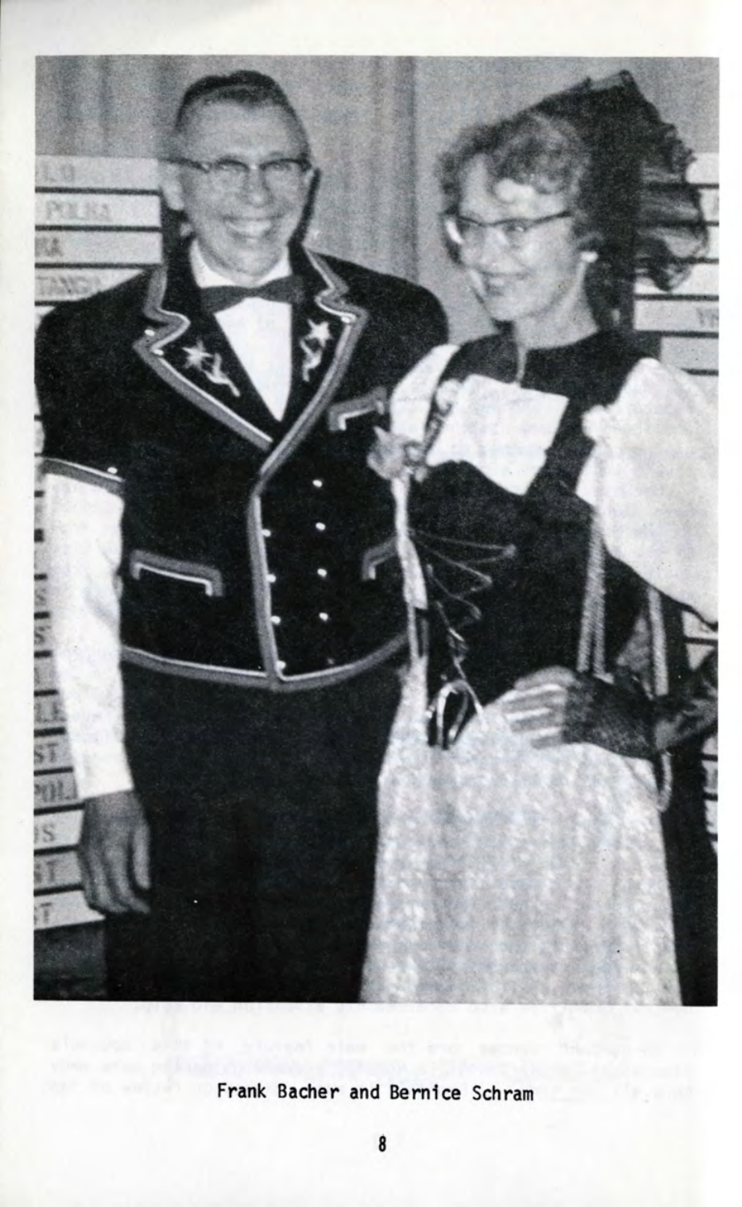Frank Bacher and Bernice Schram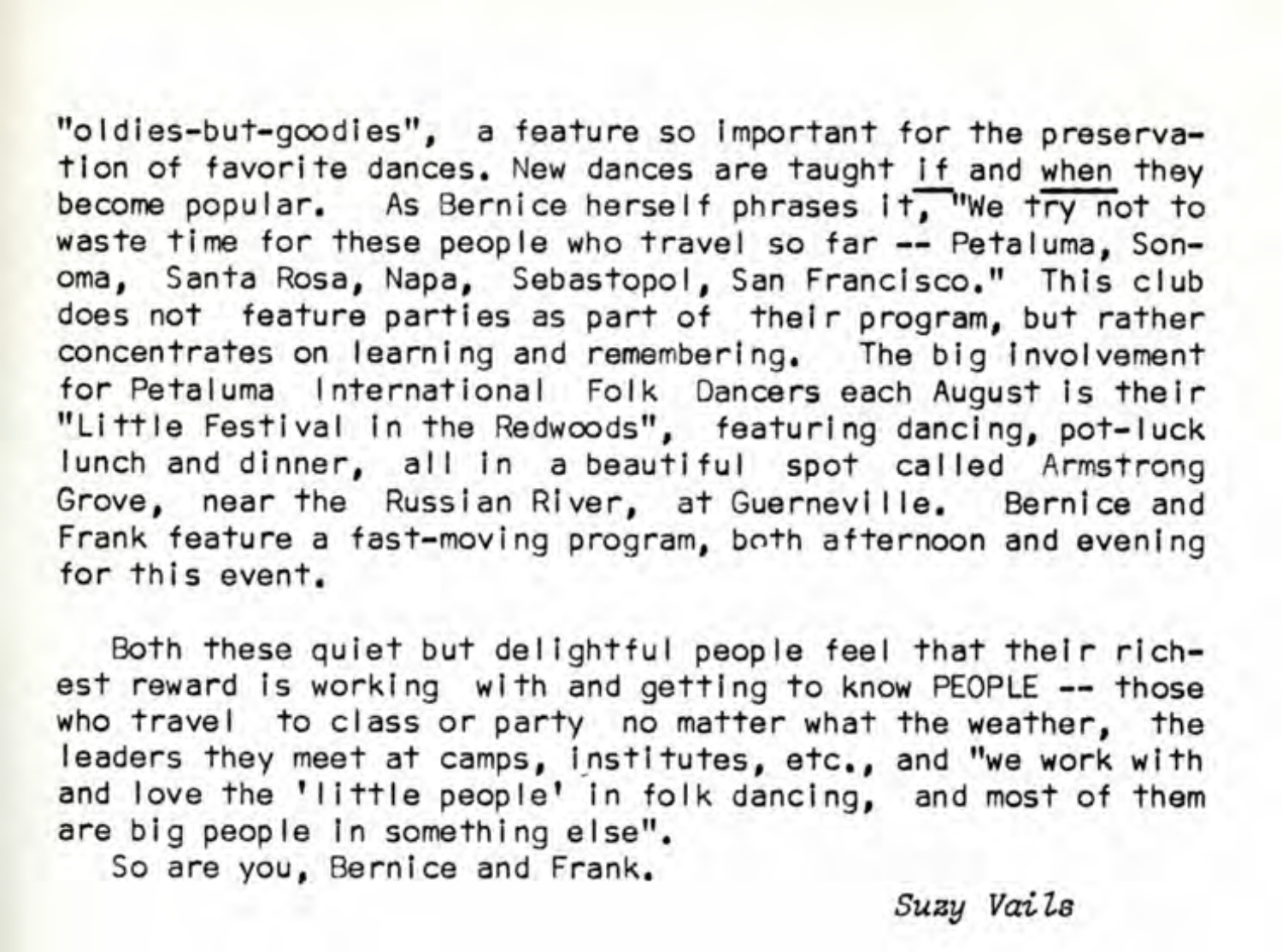"oldies-but-goodies", a feature so important for the preservation of favorite dances. New dances are taught if and when they become popular. As Bernice herself phrases it, "We try not to waste time for these people who travel so far -- Petaluma, Sonoma, Santa Rosa, Napa, Sebastopol, San Francisco." This club does not feature parties as part of their program, but rather concentrates on learning and remembering. The big involvement for Petaluma International Folk Dancers each August is their "Little Festival in the Redwoods", featuring dancing, pot-luck lunch and dinner, all in a beautiful spot called Armstrong Grove, near the Russian River, at Guerneville. Bernice and Frank feature a fast-moving program, both afternoon and evening for this event.

Both these quiet but delightful people feel that their richest reward is working with and getting to know PEOPLE -- those who travel to class or party no matter what the weather, the leaders they meet at camps, institutes, etc., and "we work with and love the 'little people' in folk dancing, and most of them are big people in something else".

So are you, Bernice and Frank.

*Suzy Vails*